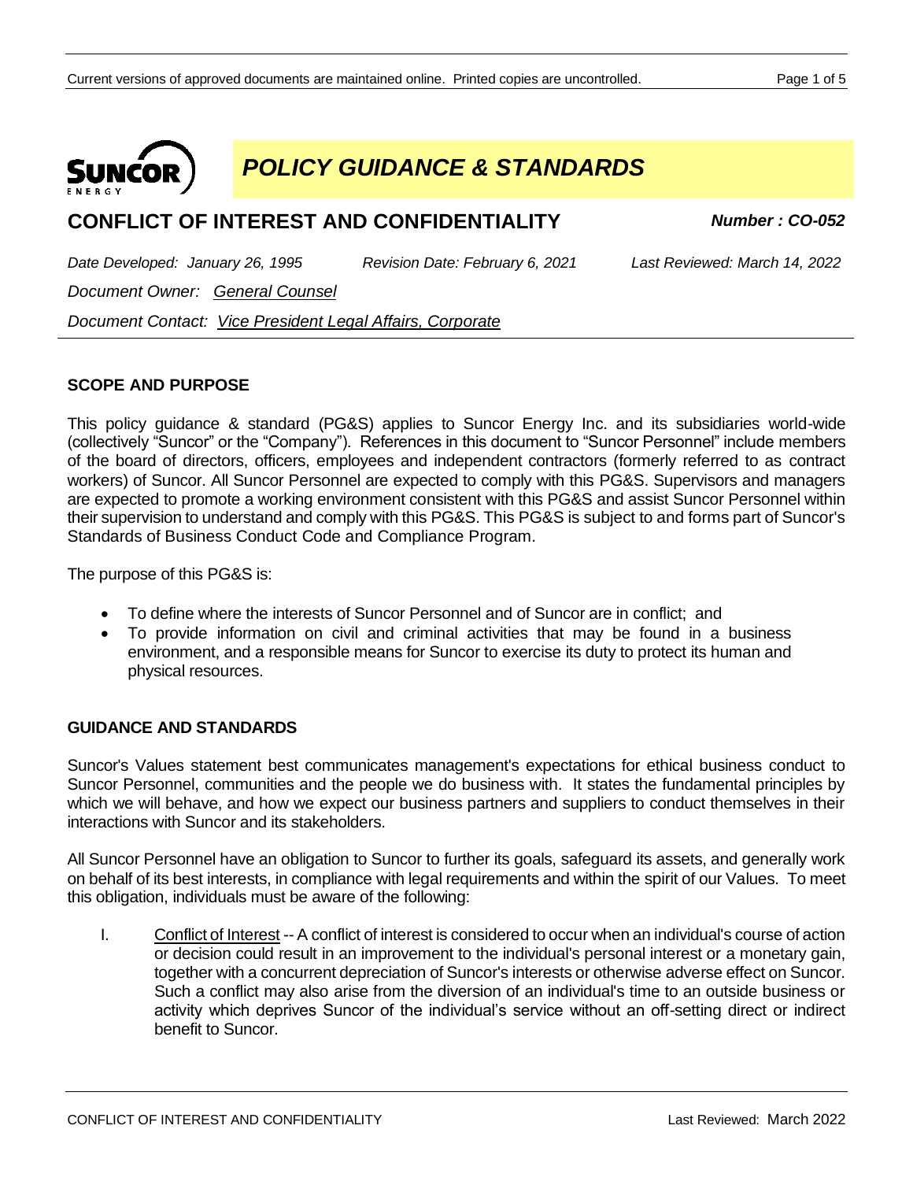# *POLICY GUIDANCE & STANDARDS*

## CONFLICT OF INTEREST AND CONFIDENTIALITY

***Number : CO-052***

*Date Developed: January 26, 1995* *Revision Date: February 6, 2021* *Last Reviewed: March 14, 2022*

*Document Owner: General Counsel*

*Document Contact: Vice President Legal Affairs, Corporate*

### SCOPE AND PURPOSE

This policy guidance & standard (PG&S) applies to Suncor Energy Inc. and its subsidiaries world-wide (collectively "Suncor" or the "Company"). References in this document to "Suncor Personnel" include members of the board of directors, officers, employees and independent contractors (formerly referred to as contract workers) of Suncor. All Suncor Personnel are expected to comply with this PG&S. Supervisors and managers are expected to promote a working environment consistent with this PG&S and assist Suncor Personnel within their supervision to understand and comply with this PG&S. This PG&S is subject to and forms part of Suncor's Standards of Business Conduct Code and Compliance Program.

The purpose of this PG&S is:

- To define where the interests of Suncor Personnel and of Suncor are in conflict; and
- To provide information on civil and criminal activities that may be found in a business environment, and a responsible means for Suncor to exercise its duty to protect its human and physical resources.

### GUIDANCE AND STANDARDS

Suncor's Values statement best communicates management's expectations for ethical business conduct to Suncor Personnel, communities and the people we do business with. It states the fundamental principles by which we will behave, and how we expect our business partners and suppliers to conduct themselves in their interactions with Suncor and its stakeholders.

All Suncor Personnel have an obligation to Suncor to further its goals, safeguard its assets, and generally work on behalf of its best interests, in compliance with legal requirements and within the spirit of our Values. To meet this obligation, individuals must be aware of the following:

I. Conflict of Interest -- A conflict of interest is considered to occur when an individual's course of action or decision could result in an improvement to the individual's personal interest or a monetary gain, together with a concurrent depreciation of Suncor's interests or otherwise adverse effect on Suncor. Such a conflict may also arise from the diversion of an individual's time to an outside business or activity which deprives Suncor of the individual's service without an off-setting direct or indirect benefit to Suncor.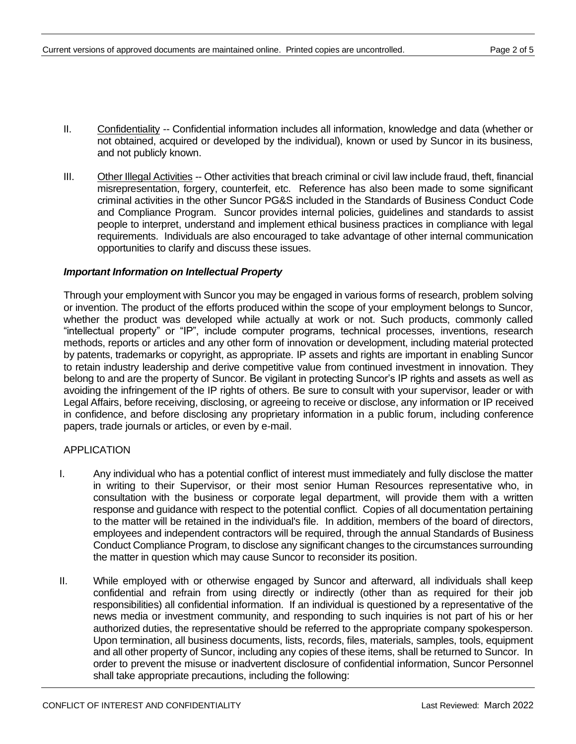II. Confidentiality -- Confidential information includes all information, knowledge and data (whether or not obtained, acquired or developed by the individual), known or used by Suncor in its business, and not publicly known.

III. Other Illegal Activities -- Other activities that breach criminal or civil law include fraud, theft, financial misrepresentation, forgery, counterfeit, etc. Reference has also been made to some significant criminal activities in the other Suncor PG&S included in the Standards of Business Conduct Code and Compliance Program. Suncor provides internal policies, guidelines and standards to assist people to interpret, understand and implement ethical business practices in compliance with legal requirements. Individuals are also encouraged to take advantage of other internal communication opportunities to clarify and discuss these issues.

***Important Information on Intellectual Property***

Through your employment with Suncor you may be engaged in various forms of research, problem solving or invention. The product of the efforts produced within the scope of your employment belongs to Suncor, whether the product was developed while actually at work or not. Such products, commonly called "intellectual property" or "IP", include computer programs, technical processes, inventions, research methods, reports or articles and any other form of innovation or development, including material protected by patents, trademarks or copyright, as appropriate. IP assets and rights are important in enabling Suncor to retain industry leadership and derive competitive value from continued investment in innovation. They belong to and are the property of Suncor. Be vigilant in protecting Suncor's IP rights and assets as well as avoiding the infringement of the IP rights of others. Be sure to consult with your supervisor, leader or with Legal Affairs, before receiving, disclosing, or agreeing to receive or disclose, any information or IP received in confidence, and before disclosing any proprietary information in a public forum, including conference papers, trade journals or articles, or even by e-mail.

APPLICATION

I. Any individual who has a potential conflict of interest must immediately and fully disclose the matter in writing to their Supervisor, or their most senior Human Resources representative who, in consultation with the business or corporate legal department, will provide them with a written response and guidance with respect to the potential conflict. Copies of all documentation pertaining to the matter will be retained in the individual's file. In addition, members of the board of directors, employees and independent contractors will be required, through the annual Standards of Business Conduct Compliance Program, to disclose any significant changes to the circumstances surrounding the matter in question which may cause Suncor to reconsider its position.

II. While employed with or otherwise engaged by Suncor and afterward, all individuals shall keep confidential and refrain from using directly or indirectly (other than as required for their job responsibilities) all confidential information. If an individual is questioned by a representative of the news media or investment community, and responding to such inquiries is not part of his or her authorized duties, the representative should be referred to the appropriate company spokesperson. Upon termination, all business documents, lists, records, files, materials, samples, tools, equipment and all other property of Suncor, including any copies of these items, shall be returned to Suncor. In order to prevent the misuse or inadvertent disclosure of confidential information, Suncor Personnel shall take appropriate precautions, including the following: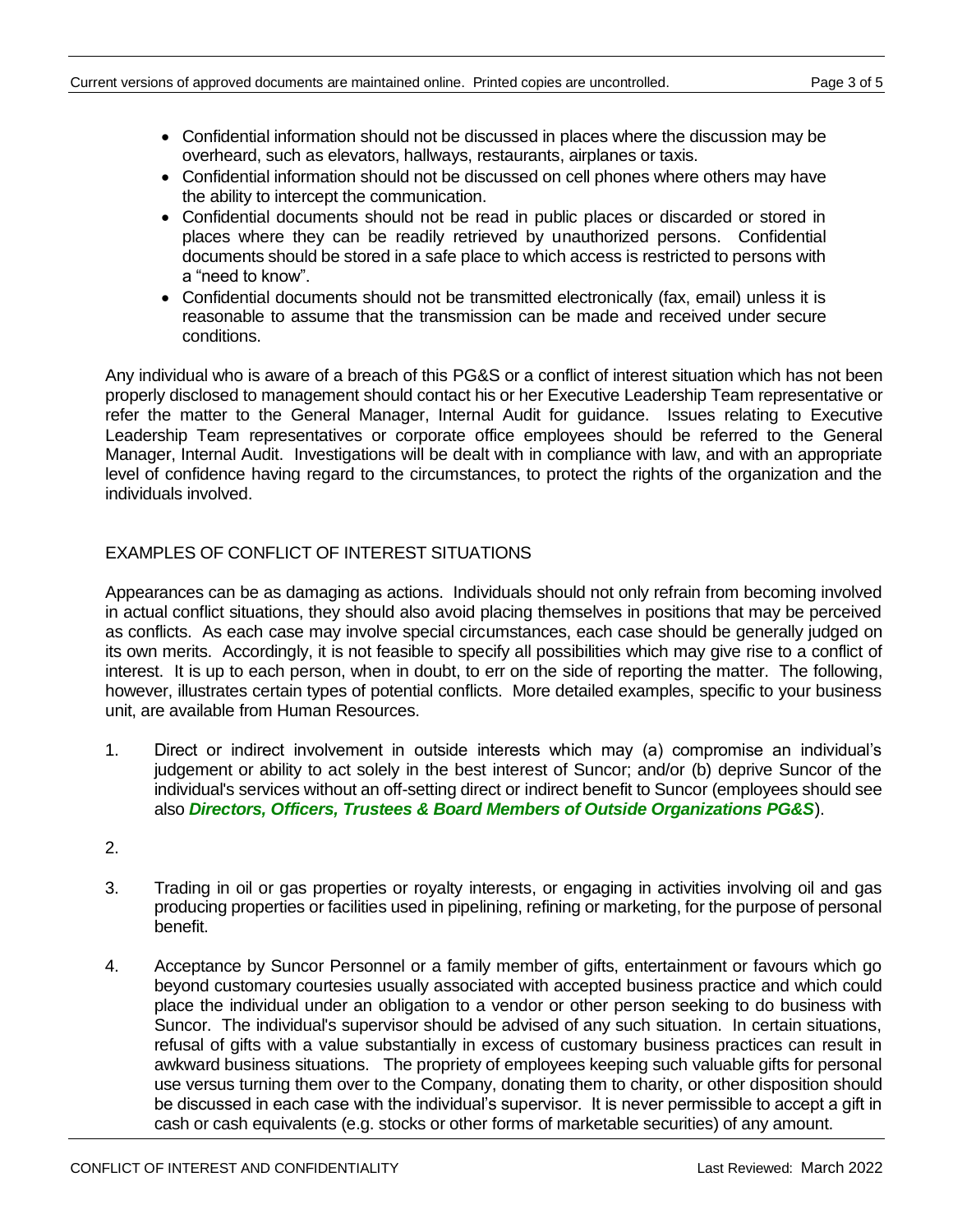- Confidential information should not be discussed in places where the discussion may be overheard, such as elevators, hallways, restaurants, airplanes or taxis.
- Confidential information should not be discussed on cell phones where others may have the ability to intercept the communication.
- Confidential documents should not be read in public places or discarded or stored in places where they can be readily retrieved by unauthorized persons. Confidential documents should be stored in a safe place to which access is restricted to persons with a "need to know".
- Confidential documents should not be transmitted electronically (fax, email) unless it is reasonable to assume that the transmission can be made and received under secure conditions.

Any individual who is aware of a breach of this PG&S or a conflict of interest situation which has not been properly disclosed to management should contact his or her Executive Leadership Team representative or refer the matter to the General Manager, Internal Audit for guidance. Issues relating to Executive Leadership Team representatives or corporate office employees should be referred to the General Manager, Internal Audit. Investigations will be dealt with in compliance with law, and with an appropriate level of confidence having regard to the circumstances, to protect the rights of the organization and the individuals involved.

## EXAMPLES OF CONFLICT OF INTEREST SITUATIONS

Appearances can be as damaging as actions. Individuals should not only refrain from becoming involved in actual conflict situations, they should also avoid placing themselves in positions that may be perceived as conflicts. As each case may involve special circumstances, each case should be generally judged on its own merits. Accordingly, it is not feasible to specify all possibilities which may give rise to a conflict of interest. It is up to each person, when in doubt, to err on the side of reporting the matter. The following, however, illustrates certain types of potential conflicts. More detailed examples, specific to your business unit, are available from Human Resources.

1. Direct or indirect involvement in outside interests which may (a) compromise an individual's judgement or ability to act solely in the best interest of Suncor; and/or (b) deprive Suncor of the individual's services without an off-setting direct or indirect benefit to Suncor (employees should see also ***Directors, Officers, Trustees & Board Members of Outside Organizations PG&S***).

2. 

3. Trading in oil or gas properties or royalty interests, or engaging in activities involving oil and gas producing properties or facilities used in pipelining, refining or marketing, for the purpose of personal benefit.

4. Acceptance by Suncor Personnel or a family member of gifts, entertainment or favours which go beyond customary courtesies usually associated with accepted business practice and which could place the individual under an obligation to a vendor or other person seeking to do business with Suncor. The individual's supervisor should be advised of any such situation. In certain situations, refusal of gifts with a value substantially in excess of customary business practices can result in awkward business situations. The propriety of employees keeping such valuable gifts for personal use versus turning them over to the Company, donating them to charity, or other disposition should be discussed in each case with the individual's supervisor. It is never permissible to accept a gift in cash or cash equivalents (e.g. stocks or other forms of marketable securities) of any amount.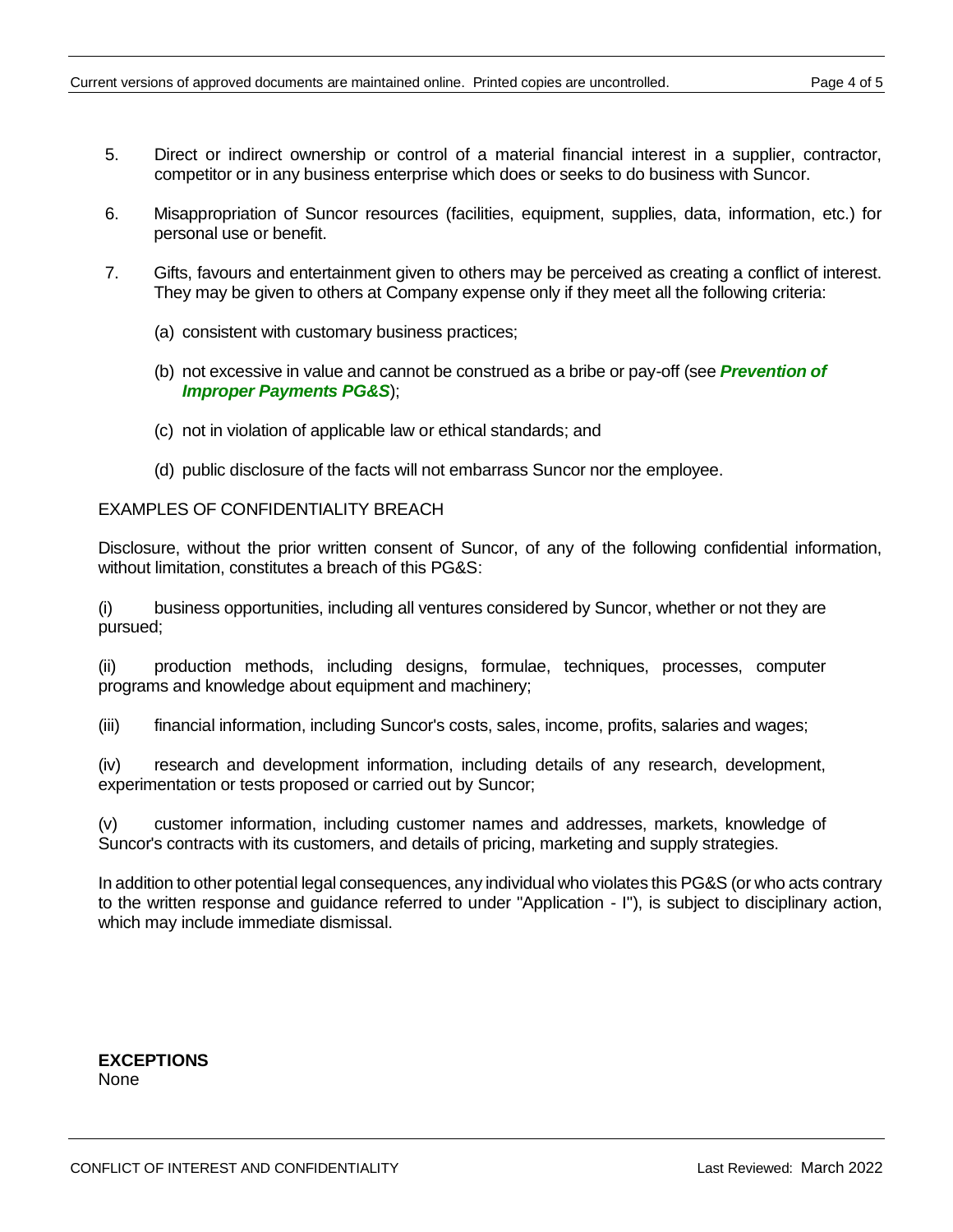5. Direct or indirect ownership or control of a material financial interest in a supplier, contractor, competitor or in any business enterprise which does or seeks to do business with Suncor.

6. Misappropriation of Suncor resources (facilities, equipment, supplies, data, information, etc.) for personal use or benefit.

7. Gifts, favours and entertainment given to others may be perceived as creating a conflict of interest. They may be given to others at Company expense only if they meet all the following criteria:

   (a) consistent with customary business practices;

   (b) not excessive in value and cannot be construed as a bribe or pay-off (see ***Prevention of Improper Payments PG&S***);

   (c) not in violation of applicable law or ethical standards; and

   (d) public disclosure of the facts will not embarrass Suncor nor the employee.

EXAMPLES OF CONFIDENTIALITY BREACH

Disclosure, without the prior written consent of Suncor, of any of the following confidential information, without limitation, constitutes a breach of this PG&S:

(i) business opportunities, including all ventures considered by Suncor, whether or not they are pursued;

(ii) production methods, including designs, formulae, techniques, processes, computer programs and knowledge about equipment and machinery;

(iii) financial information, including Suncor's costs, sales, income, profits, salaries and wages;

(iv) research and development information, including details of any research, development, experimentation or tests proposed or carried out by Suncor;

(v) customer information, including customer names and addresses, markets, knowledge of Suncor's contracts with its customers, and details of pricing, marketing and supply strategies.

In addition to other potential legal consequences, any individual who violates this PG&S (or who acts contrary to the written response and guidance referred to under "Application - I"), is subject to disciplinary action, which may include immediate dismissal.

**EXCEPTIONS**
None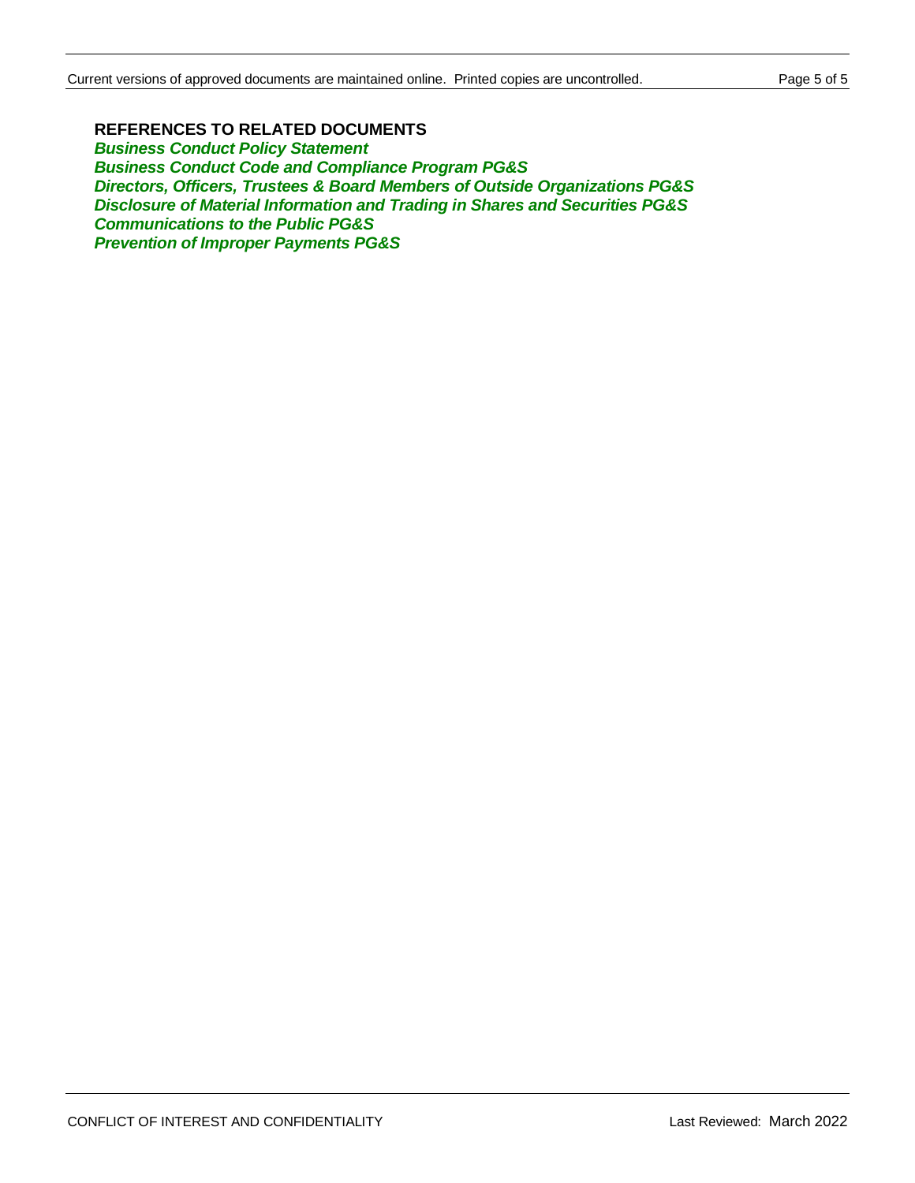## REFERENCES TO RELATED DOCUMENTS

***Business Conduct Policy Statement***
***Business Conduct Code and Compliance Program PG&S***
***Directors, Officers, Trustees & Board Members of Outside Organizations PG&S***
***Disclosure of Material Information and Trading in Shares and Securities PG&S***
***Communications to the Public PG&S***
***Prevention of Improper Payments PG&S***